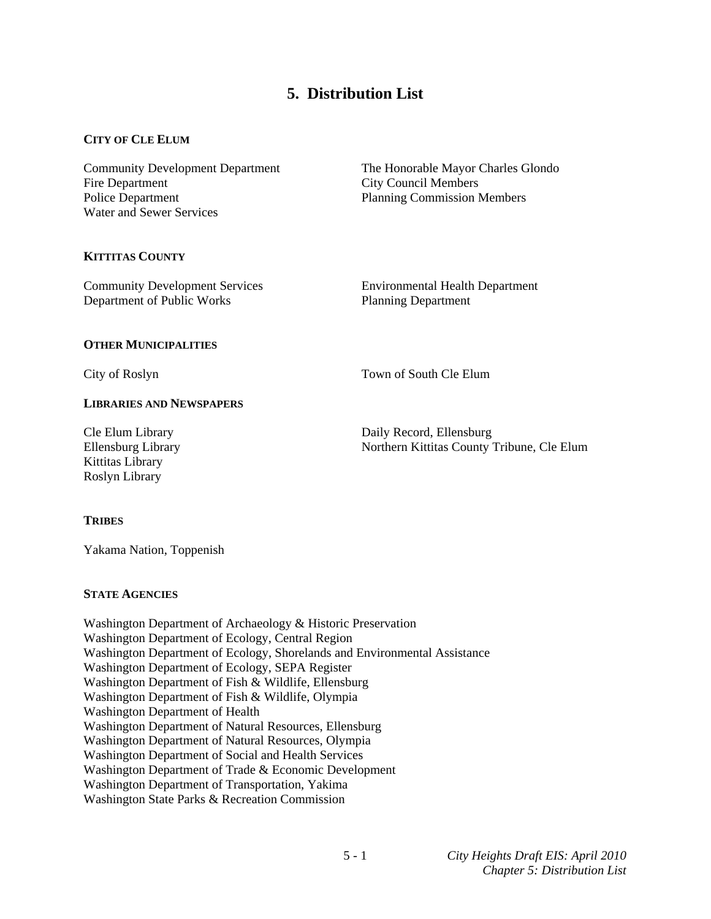# 5. Distribution List

### CITY OF CLE ELUM

Community Development Department
Fire Department
Police Department
Water and Sewer Services

The Honorable Mayor Charles Glondo
City Council Members
Planning Commission Members

### KITTITAS COUNTY

Community Development Services
Department of Public Works

Environmental Health Department
Planning Department

### OTHER MUNICIPALITIES

City of Roslyn

Town of South Cle Elum

### LIBRARIES AND NEWSPAPERS

Cle Elum Library
Ellensburg Library
Kittitas Library
Roslyn Library

Daily Record, Ellensburg
Northern Kittitas County Tribune, Cle Elum

### TRIBES

Yakama Nation, Toppenish

### STATE AGENCIES

Washington Department of Archaeology & Historic Preservation
Washington Department of Ecology, Central Region
Washington Department of Ecology, Shorelands and Environmental Assistance
Washington Department of Ecology, SEPA Register
Washington Department of Fish & Wildlife, Ellensburg
Washington Department of Fish & Wildlife, Olympia
Washington Department of Health
Washington Department of Natural Resources, Ellensburg
Washington Department of Natural Resources, Olympia
Washington Department of Social and Health Services
Washington Department of Trade & Economic Development
Washington Department of Transportation, Yakima
Washington State Parks & Recreation Commission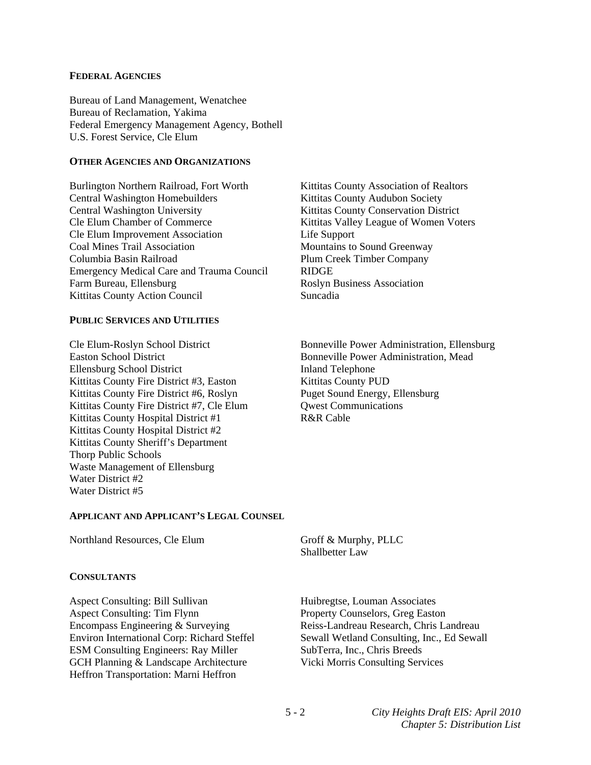#### FEDERAL AGENCIES

Bureau of Land Management, Wenatchee
Bureau of Reclamation, Yakima
Federal Emergency Management Agency, Bothell
U.S. Forest Service, Cle Elum

#### OTHER AGENCIES AND ORGANIZATIONS

Burlington Northern Railroad, Fort Worth
Central Washington Homebuilders
Central Washington University
Cle Elum Chamber of Commerce
Cle Elum Improvement Association
Coal Mines Trail Association
Columbia Basin Railroad
Emergency Medical Care and Trauma Council
Farm Bureau, Ellensburg
Kittitas County Action Council
Kittitas County Association of Realtors
Kittitas County Audubon Society
Kittitas County Conservation District
Kittitas Valley League of Women Voters
Life Support
Mountains to Sound Greenway
Plum Creek Timber Company
RIDGE
Roslyn Business Association
Suncadia

#### PUBLIC SERVICES AND UTILITIES

Cle Elum-Roslyn School District
Easton School District
Ellensburg School District
Kittitas County Fire District #3, Easton
Kittitas County Fire District #6, Roslyn
Kittitas County Fire District #7, Cle Elum
Kittitas County Hospital District #1
Kittitas County Hospital District #2
Kittitas County Sheriff's Department
Thorp Public Schools
Waste Management of Ellensburg
Water District #2
Water District #5
Bonneville Power Administration, Ellensburg
Bonneville Power Administration, Mead
Inland Telephone
Kittitas County PUD
Puget Sound Energy, Ellensburg
Qwest Communications
R&R Cable

#### APPLICANT AND APPLICANT'S LEGAL COUNSEL

Northland Resources, Cle Elum
Groff & Murphy, PLLC
Shallbetter Law

#### CONSULTANTS

Aspect Consulting: Bill Sullivan
Aspect Consulting: Tim Flynn
Encompass Engineering & Surveying
Environ International Corp: Richard Steffel
ESM Consulting Engineers: Ray Miller
GCH Planning & Landscape Architecture
Heffron Transportation: Marni Heffron
Huibregtse, Louman Associates
Property Counselors, Greg Easton
Reiss-Landreau Research, Chris Landreau
Sewall Wetland Consulting, Inc., Ed Sewall
SubTerra, Inc., Chris Breeds
Vicki Morris Consulting Services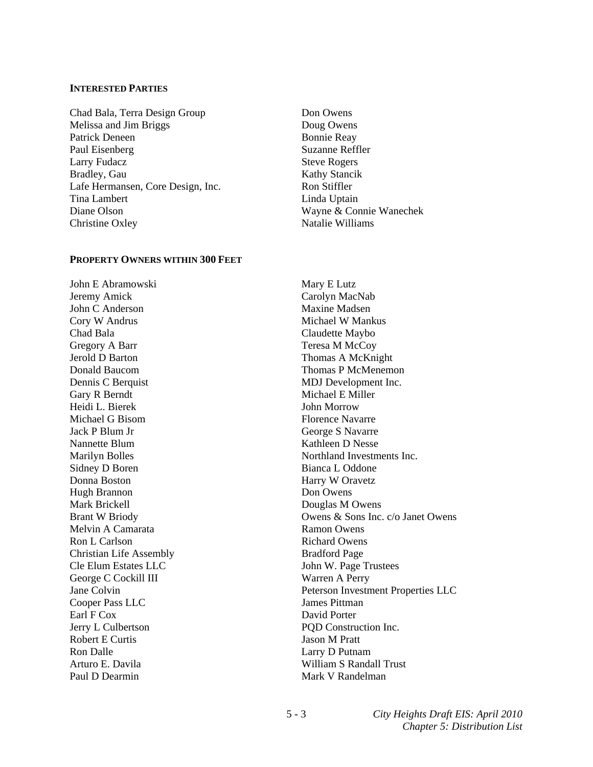**INTERESTED PARTIES**

Chad Bala, Terra Design Group
Melissa and Jim Briggs
Patrick Deneen
Paul Eisenberg
Larry Fudacz
Bradley, Gau
Lafe Hermansen, Core Design, Inc.
Tina Lambert
Diane Olson
Christine Oxley
Don Owens
Doug Owens
Bonnie Reay
Suzanne Reffler
Steve Rogers
Kathy Stancik
Ron Stiffler
Linda Uptain
Wayne & Connie Wanechek
Natalie Williams

**PROPERTY OWNERS WITHIN 300 FEET**

John E Abramowski
Jeremy Amick
John C Anderson
Cory W Andrus
Chad Bala
Gregory A Barr
Jerold D Barton
Donald Baucom
Dennis C Berquist
Gary R Berndt
Heidi L. Bierek
Michael G Bisom
Jack P Blum Jr
Nannette Blum
Marilyn Bolles
Sidney D Boren
Donna Boston
Hugh Brannon
Mark Brickell
Brant W Briody
Melvin A Camarata
Ron L Carlson
Christian Life Assembly
Cle Elum Estates LLC
George C Cockill III
Jane Colvin
Cooper Pass LLC
Earl F Cox
Jerry L Culbertson
Robert E Curtis
Ron Dalle
Arturo E. Davila
Paul D Dearmin
Mary E Lutz
Carolyn MacNab
Maxine Madsen
Michael W Mankus
Claudette Maybo
Teresa M McCoy
Thomas A McKnight
Thomas P McMenemon
MDJ Development Inc.
Michael E Miller
John Morrow
Florence Navarre
George S Navarre
Kathleen D Nesse
Northland Investments Inc.
Bianca L Oddone
Harry W Oravetz
Don Owens
Douglas M Owens
Owens & Sons Inc. c/o Janet Owens
Ramon Owens
Richard Owens
Bradford Page
John W. Page Trustees
Warren A Perry
Peterson Investment Properties LLC
James Pittman
David Porter
PQD Construction Inc.
Jason M Pratt
Larry D Putnam
William S Randall Trust
Mark V Randelman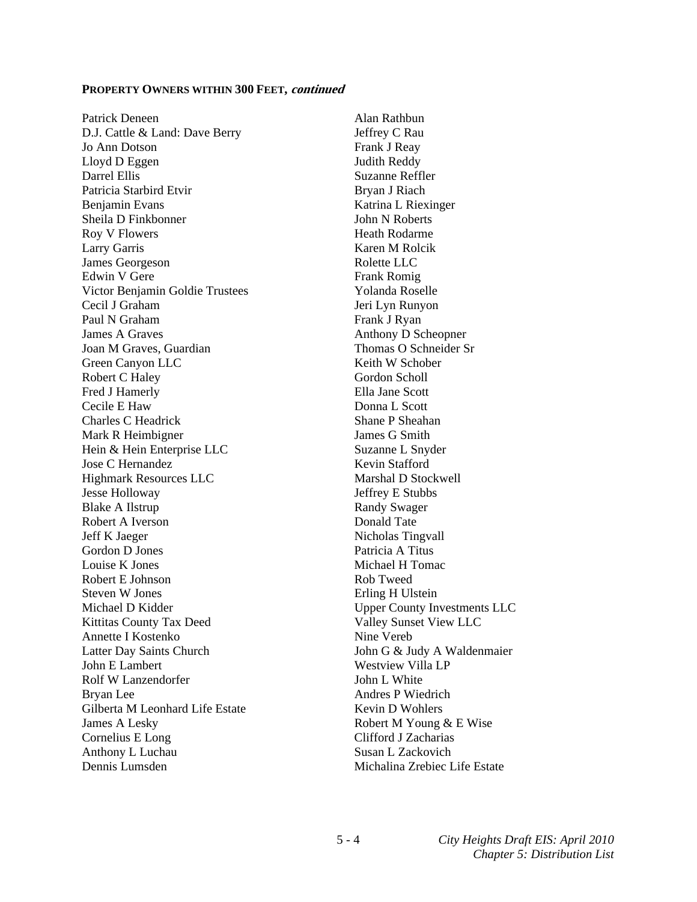**PROPERTY OWNERS WITHIN 300 FEET, *continued***

Patrick Deneen
D.J. Cattle & Land: Dave Berry
Jo Ann Dotson
Lloyd D Eggen
Darrel Ellis
Patricia Starbird Etvir
Benjamin Evans
Sheila D Finkbonner
Roy V Flowers
Larry Garris
James Georgeson
Edwin V Gere
Victor Benjamin Goldie Trustees
Cecil J Graham
Paul N Graham
James A Graves
Joan M Graves, Guardian
Green Canyon LLC
Robert C Haley
Fred J Hamerly
Cecile E Haw
Charles C Headrick
Mark R Heimbigner
Hein & Hein Enterprise LLC
Jose C Hernandez
Highmark Resources LLC
Jesse Holloway
Blake A Ilstrup
Robert A Iverson
Jeff K Jaeger
Gordon D Jones
Louise K Jones
Robert E Johnson
Steven W Jones
Michael D Kidder
Kittitas County Tax Deed
Annette I Kostenko
Latter Day Saints Church
John E Lambert
Rolf W Lanzendorfer
Bryan Lee
Gilberta M Leonhard Life Estate
James A Lesky
Cornelius E Long
Anthony L Luchau
Dennis Lumsden
Alan Rathbun
Jeffrey C Rau
Frank J Reay
Judith Reddy
Suzanne Reffler
Bryan J Riach
Katrina L Riexinger
John N Roberts
Heath Rodarme
Karen M Rolcik
Rolette LLC
Frank Romig
Yolanda Roselle
Jeri Lyn Runyon
Frank J Ryan
Anthony D Scheopner
Thomas O Schneider Sr
Keith W Schober
Gordon Scholl
Ella Jane Scott
Donna L Scott
Shane P Sheahan
James G Smith
Suzanne L Snyder
Kevin Stafford
Marshal D Stockwell
Jeffrey E Stubbs
Randy Swager
Donald Tate
Nicholas Tingvall
Patricia A Titus
Michael H Tomac
Rob Tweed
Erling H Ulstein
Upper County Investments LLC
Valley Sunset View LLC
Nine Vereb
John G & Judy A Waldenmaier
Westview Villa LP
John L White
Andres P Wiedrich
Kevin D Wohlers
Robert M Young & E Wise
Clifford J Zacharias
Susan L Zackovich
Michalina Zrebiec Life Estate